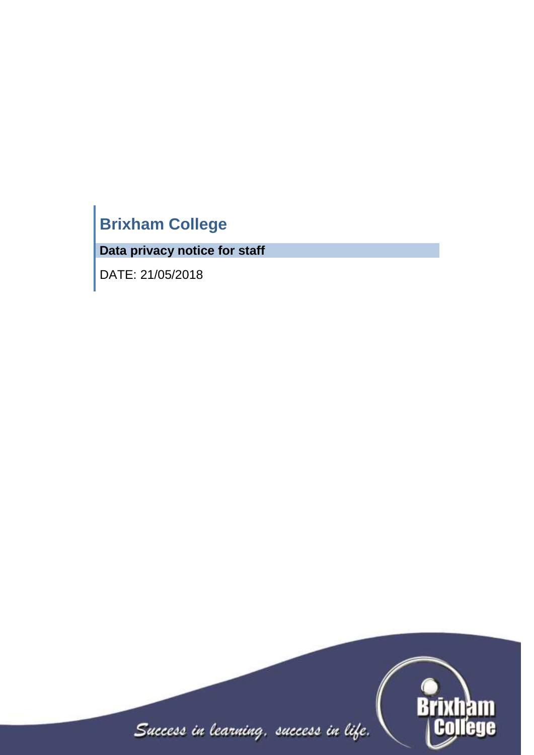# Brixham College

**Data privacy notice for staff**

DATE: 21/05/2018

*Success in learning, success in life.*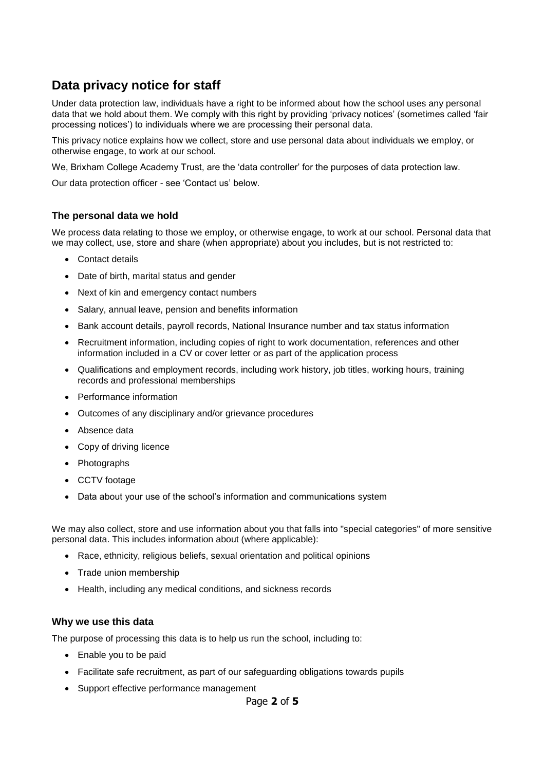## Data privacy notice for staff

Under data protection law, individuals have a right to be informed about how the school uses any personal data that we hold about them. We comply with this right by providing 'privacy notices' (sometimes called 'fair processing notices') to individuals where we are processing their personal data.

This privacy notice explains how we collect, store and use personal data about individuals we employ, or otherwise engage, to work at our school.

We, Brixham College Academy Trust, are the 'data controller' for the purposes of data protection law.

Our data protection officer - see 'Contact us' below.

### The personal data we hold

We process data relating to those we employ, or otherwise engage, to work at our school. Personal data that we may collect, use, store and share (when appropriate) about you includes, but is not restricted to:

- Contact details
- Date of birth, marital status and gender
- Next of kin and emergency contact numbers
- Salary, annual leave, pension and benefits information
- Bank account details, payroll records, National Insurance number and tax status information
- Recruitment information, including copies of right to work documentation, references and other information included in a CV or cover letter or as part of the application process
- Qualifications and employment records, including work history, job titles, working hours, training records and professional memberships
- Performance information
- Outcomes of any disciplinary and/or grievance procedures
- Absence data
- Copy of driving licence
- Photographs
- CCTV footage
- Data about your use of the school's information and communications system

We may also collect, store and use information about you that falls into "special categories" of more sensitive personal data. This includes information about (where applicable):

- Race, ethnicity, religious beliefs, sexual orientation and political opinions
- Trade union membership
- Health, including any medical conditions, and sickness records

### Why we use this data

The purpose of processing this data is to help us run the school, including to:

- Enable you to be paid
- Facilitate safe recruitment, as part of our safeguarding obligations towards pupils
- Support effective performance management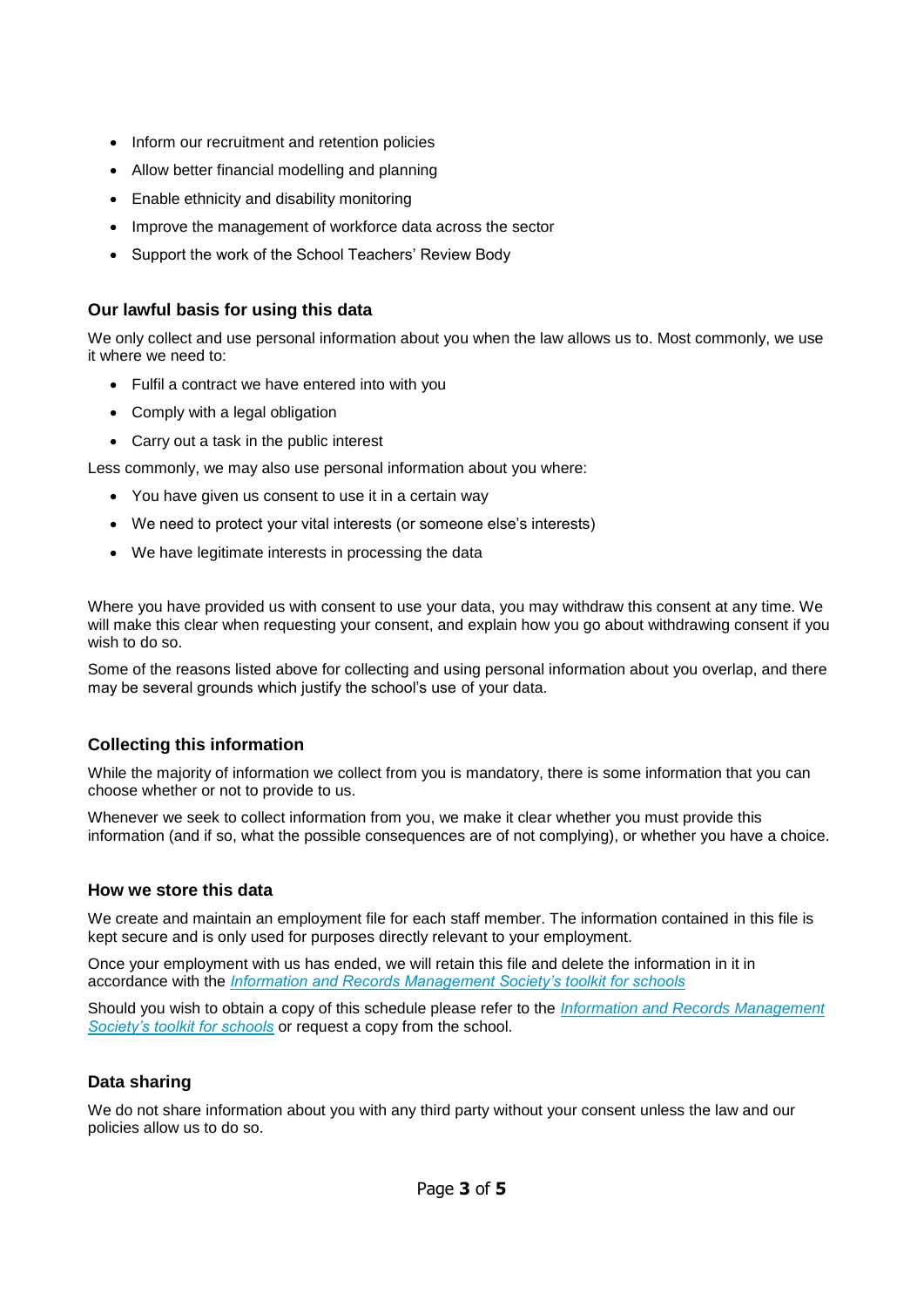- Inform our recruitment and retention policies
- Allow better financial modelling and planning
- Enable ethnicity and disability monitoring
- Improve the management of workforce data across the sector
- Support the work of the School Teachers' Review Body

## Our lawful basis for using this data

We only collect and use personal information about you when the law allows us to. Most commonly, we use it where we need to:

- Fulfil a contract we have entered into with you
- Comply with a legal obligation
- Carry out a task in the public interest

Less commonly, we may also use personal information about you where:

- You have given us consent to use it in a certain way
- We need to protect your vital interests (or someone else's interests)
- We have legitimate interests in processing the data

Where you have provided us with consent to use your data, you may withdraw this consent at any time. We will make this clear when requesting your consent, and explain how you go about withdrawing consent if you wish to do so.

Some of the reasons listed above for collecting and using personal information about you overlap, and there may be several grounds which justify the school's use of your data.

## Collecting this information

While the majority of information we collect from you is mandatory, there is some information that you can choose whether or not to provide to us.

Whenever we seek to collect information from you, we make it clear whether you must provide this information (and if so, what the possible consequences are of not complying), or whether you have a choice.

## How we store this data

We create and maintain an employment file for each staff member. The information contained in this file is kept secure and is only used for purposes directly relevant to your employment.

Once your employment with us has ended, we will retain this file and delete the information in it in accordance with the *Information and Records Management Society's toolkit for schools*

Should you wish to obtain a copy of this schedule please refer to the *Information and Records Management Society's toolkit for schools* or request a copy from the school.

## Data sharing

We do not share information about you with any third party without your consent unless the law and our policies allow us to do so.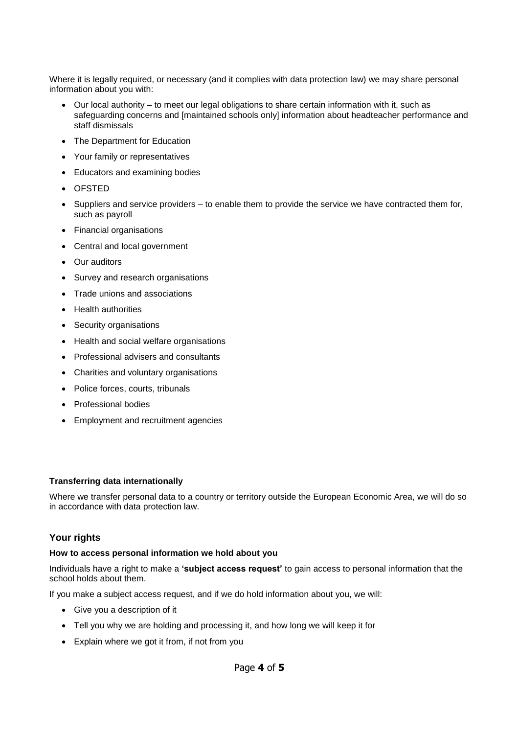Where it is legally required, or necessary (and it complies with data protection law) we may share personal information about you with:

- Our local authority – to meet our legal obligations to share certain information with it, such as safeguarding concerns and [maintained schools only] information about headteacher performance and staff dismissals
- The Department for Education
- Your family or representatives
- Educators and examining bodies
- OFSTED
- Suppliers and service providers – to enable them to provide the service we have contracted them for, such as payroll
- Financial organisations
- Central and local government
- Our auditors
- Survey and research organisations
- Trade unions and associations
- Health authorities
- Security organisations
- Health and social welfare organisations
- Professional advisers and consultants
- Charities and voluntary organisations
- Police forces, courts, tribunals
- Professional bodies
- Employment and recruitment agencies

**Transferring data internationally**

Where we transfer personal data to a country or territory outside the European Economic Area, we will do so in accordance with data protection law.

## Your rights

**How to access personal information we hold about you**

Individuals have a right to make a **'subject access request'** to gain access to personal information that the school holds about them.

If you make a subject access request, and if we do hold information about you, we will:

- Give you a description of it
- Tell you why we are holding and processing it, and how long we will keep it for
- Explain where we got it from, if not from you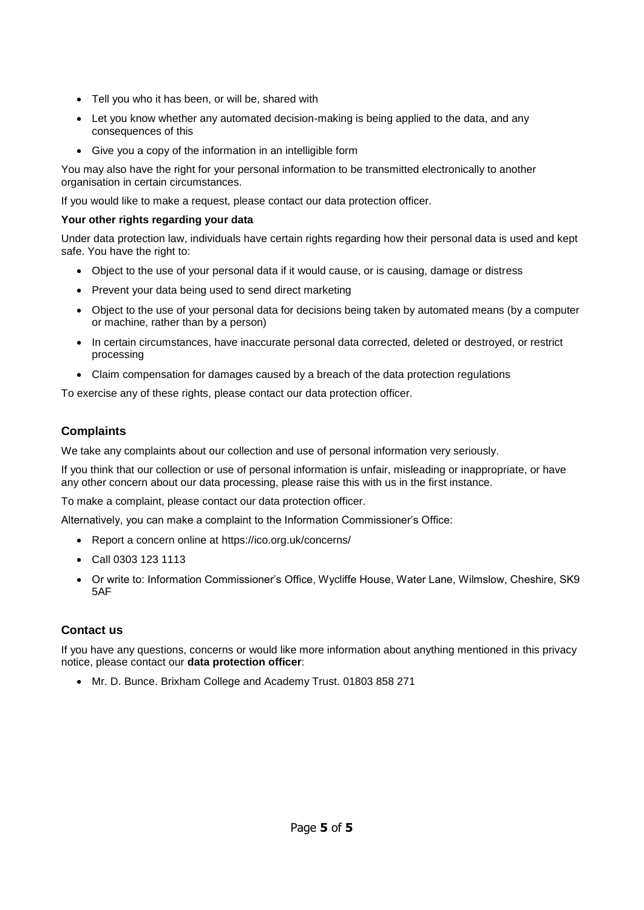- Tell you who it has been, or will be, shared with
- Let you know whether any automated decision-making is being applied to the data, and any consequences of this
- Give you a copy of the information in an intelligible form

You may also have the right for your personal information to be transmitted electronically to another organisation in certain circumstances.

If you would like to make a request, please contact our data protection officer.

**Your other rights regarding your data**

Under data protection law, individuals have certain rights regarding how their personal data is used and kept safe. You have the right to:

- Object to the use of your personal data if it would cause, or is causing, damage or distress
- Prevent your data being used to send direct marketing
- Object to the use of your personal data for decisions being taken by automated means (by a computer or machine, rather than by a person)
- In certain circumstances, have inaccurate personal data corrected, deleted or destroyed, or restrict processing
- Claim compensation for damages caused by a breach of the data protection regulations

To exercise any of these rights, please contact our data protection officer.

## Complaints

We take any complaints about our collection and use of personal information very seriously.

If you think that our collection or use of personal information is unfair, misleading or inappropriate, or have any other concern about our data processing, please raise this with us in the first instance.

To make a complaint, please contact our data protection officer.

Alternatively, you can make a complaint to the Information Commissioner's Office:

- Report a concern online at https://ico.org.uk/concerns/
- Call 0303 123 1113
- Or write to: Information Commissioner's Office, Wycliffe House, Water Lane, Wilmslow, Cheshire, SK9 5AF

## Contact us

If you have any questions, concerns or would like more information about anything mentioned in this privacy notice, please contact our **data protection officer**:

- Mr. D. Bunce. Brixham College and Academy Trust. 01803 858 271